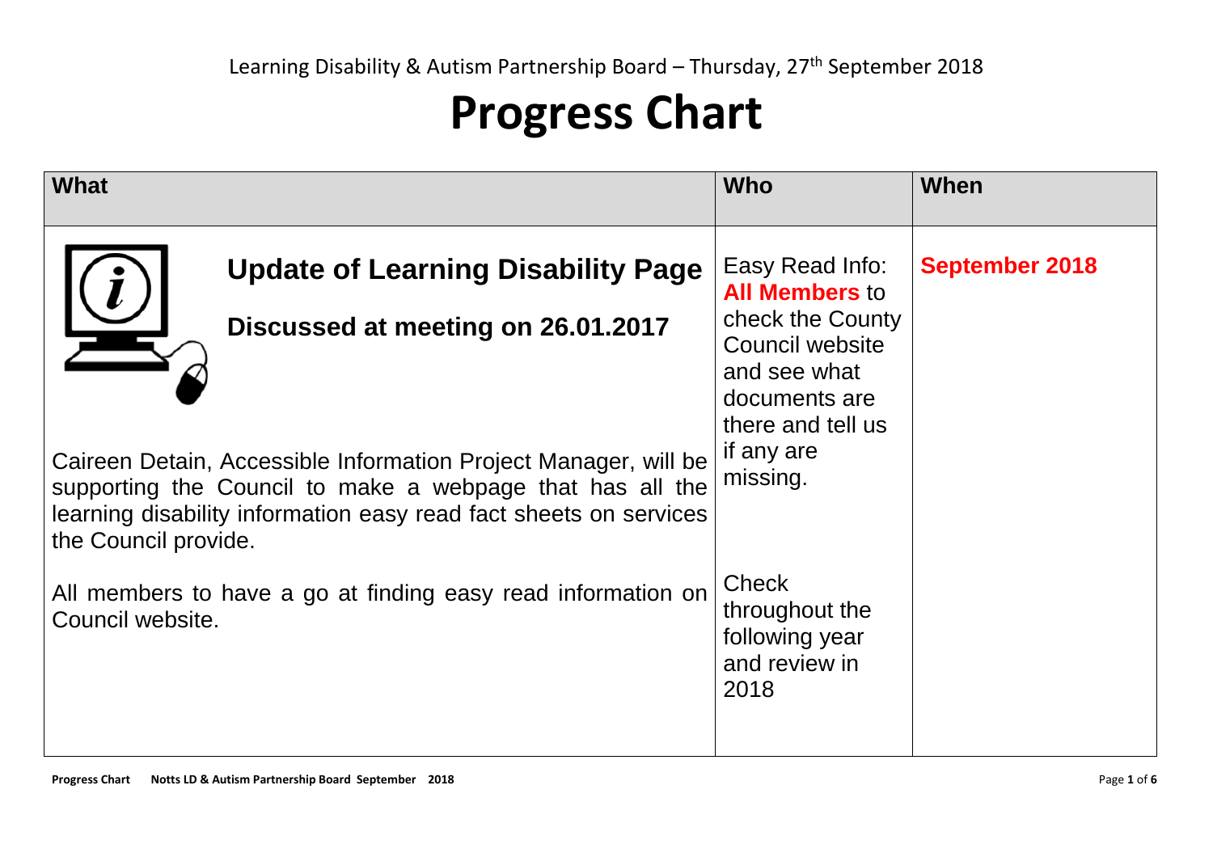Learning Disability & Autism Partnership Board – Thursday, 27th September 2018

# Progress Chart

| What | Who | When |
| --- | --- | --- |
| **Update of Learning Disability Page**<br><br>**Discussed at meeting on 26.01.2017**<br><br>Caireen Detain, Accessible Information Project Manager, will be supporting the Council to make a webpage that has all the learning disability information easy read fact sheets on services the Council provide.<br><br>All members to have a go at finding easy read information on Council website. | Easy Read Info: **All Members** to check the County Council website and see what documents are there and tell us if any are missing.<br><br>Check throughout the following year and review in 2018 | **September 2018** |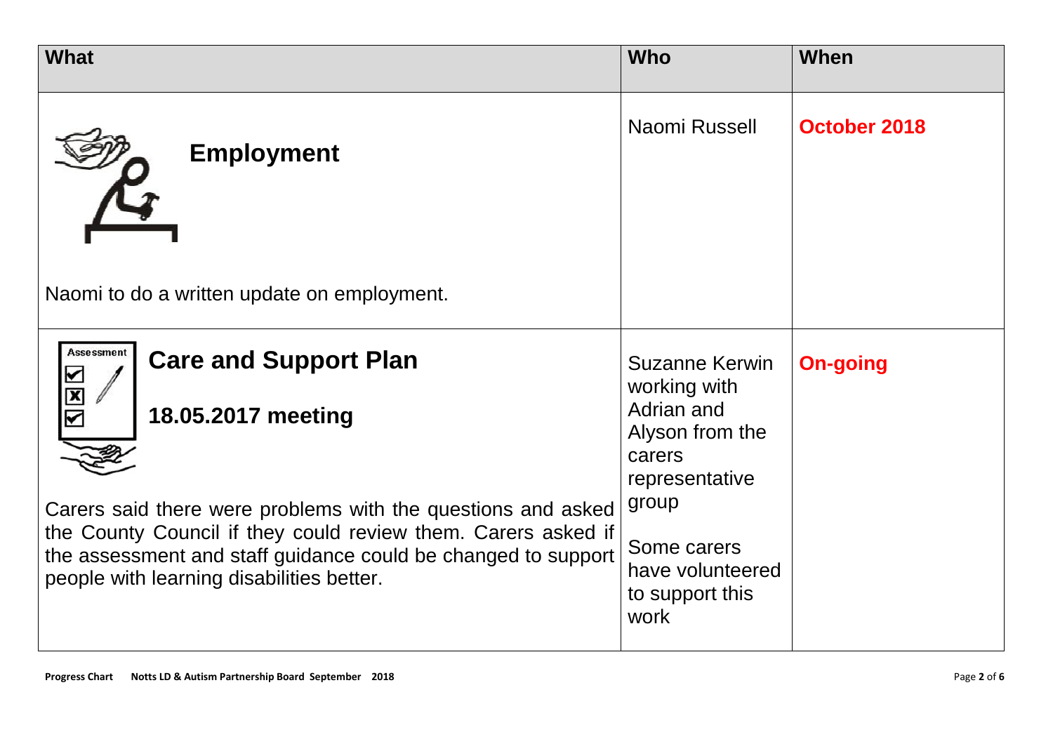| What | Who | When |
|---|---|---|
| **Employment**<br><br>Naomi to do a written update on employment. | Naomi Russell | **October 2018** |
| **Care and Support Plan**<br><br>**18.05.2017 meeting**<br><br>Carers said there were problems with the questions and asked the County Council if they could review them. Carers asked if the assessment and staff guidance could be changed to support people with learning disabilities better. | Suzanne Kerwin working with Adrian and Alyson from the carers representative group<br><br>Some carers have volunteered to support this work | **On-going** |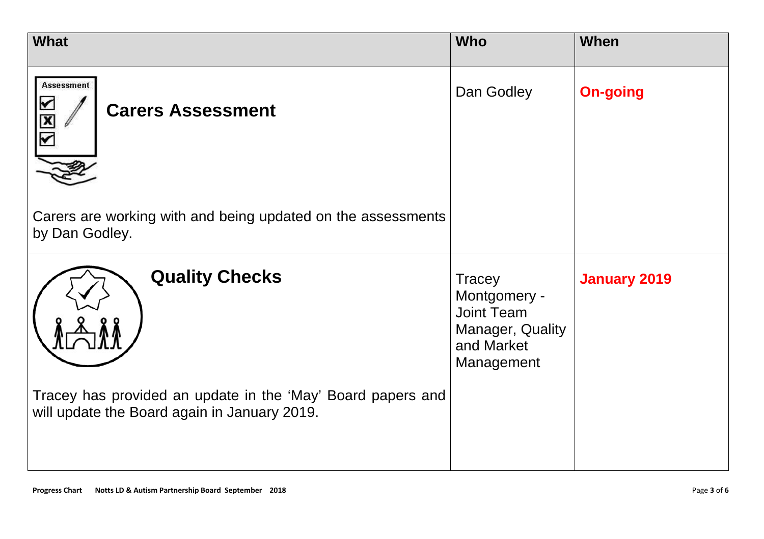| What | Who | When |
|---|---|---|
| **Carers Assessment**<br><br>Carers are working with and being updated on the assessments by Dan Godley. | Dan Godley | **On-going** |
| **Quality Checks**<br><br>Tracey has provided an update in the 'May' Board papers and will update the Board again in January 2019. | Tracey Montgomery - Joint Team Manager, Quality and Market Management | **January 2019** |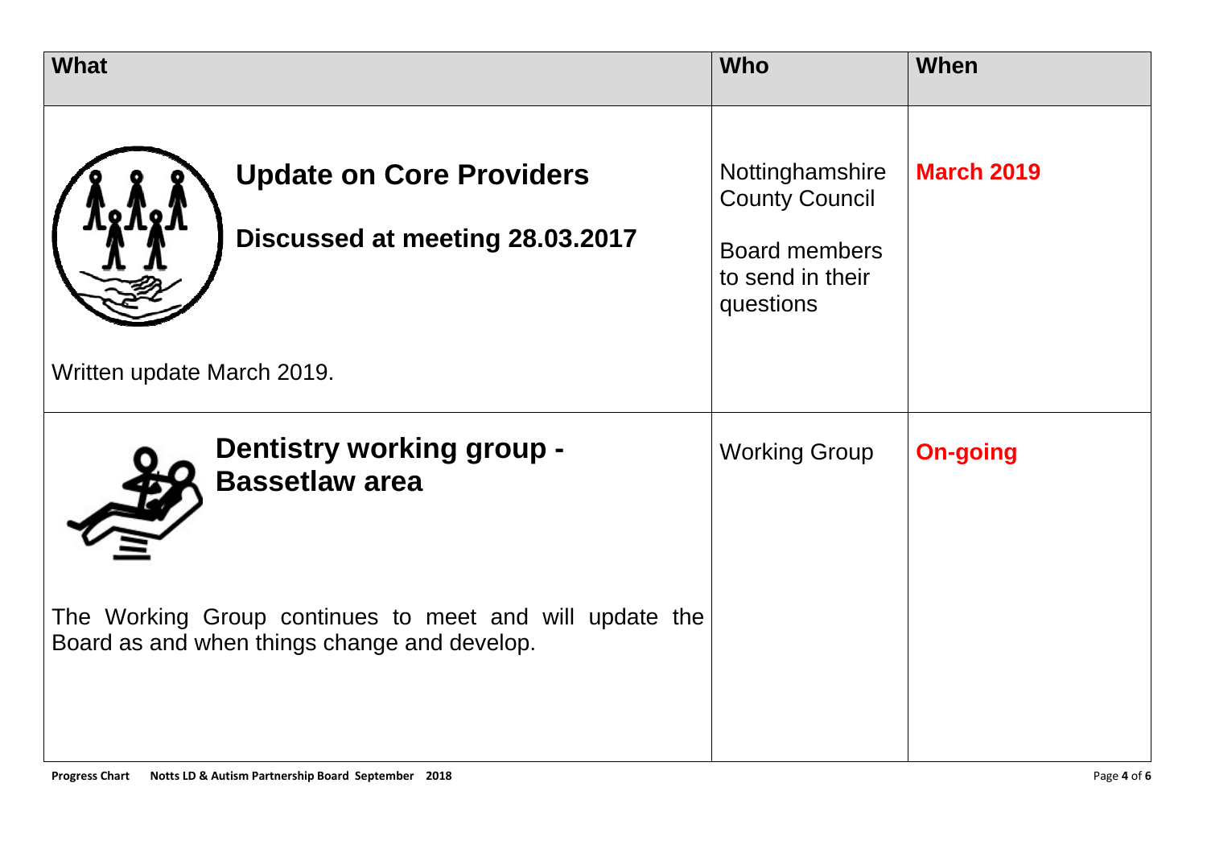| What | Who | When |
| --- | --- | --- |
| **Update on Core Providers**<br><br>**Discussed at meeting 28.03.2017**<br><br>Written update March 2019. | Nottinghamshire County Council<br><br>Board members to send in their questions | **March 2019** |
| **Dentistry working group - Bassetlaw area**<br><br>The Working Group continues to meet and will update the Board as and when things change and develop. | Working Group | **On-going** |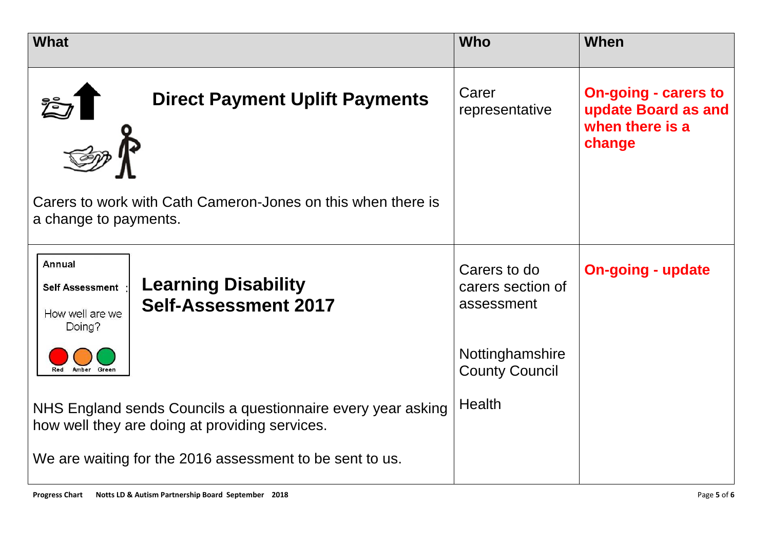| What | Who | When |
|---|---|---|
| **Direct Payment Uplift Payments**<br><br>Carers to work with Cath Cameron-Jones on this when there is a change to payments. | Carer representative | **On-going - carers to update Board as and when there is a change** |
| Annual Self Assessment : How well are we Doing? Red Amber Green<br><br>**Learning Disability Self-Assessment 2017**<br><br>NHS England sends Councils a questionnaire every year asking how well they are doing at providing services.<br><br>We are waiting for the 2016 assessment to be sent to us. | Carers to do carers section of assessment<br><br>Nottinghamshire County Council<br><br>Health | **On-going - update** |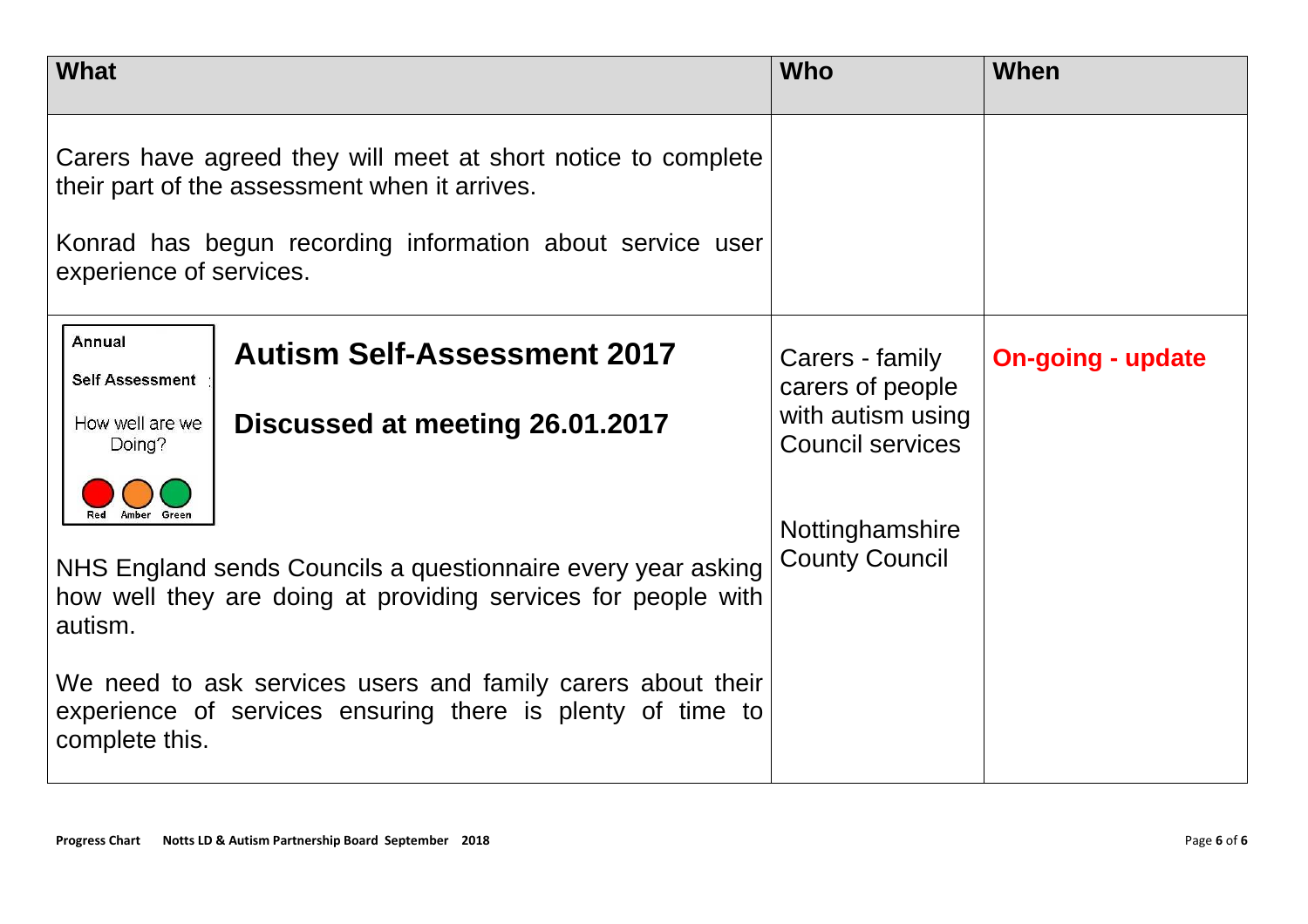| What | Who | When |
|---|---|---|
| Carers have agreed they will meet at short notice to complete their part of the assessment when it arrives.<br><br>Konrad has begun recording information about service user experience of services. | | |
| Annual Self Assessment<br>How well are we Doing?<br>Red Amber Green<br><br>**Autism Self-Assessment 2017**<br><br>**Discussed at meeting 26.01.2017**<br><br>NHS England sends Councils a questionnaire every year asking how well they are doing at providing services for people with autism.<br><br>We need to ask services users and family carers about their experience of services ensuring there is plenty of time to complete this. | Carers - family carers of people with autism using Council services<br><br>Nottinghamshire County Council | **On-going - update** |